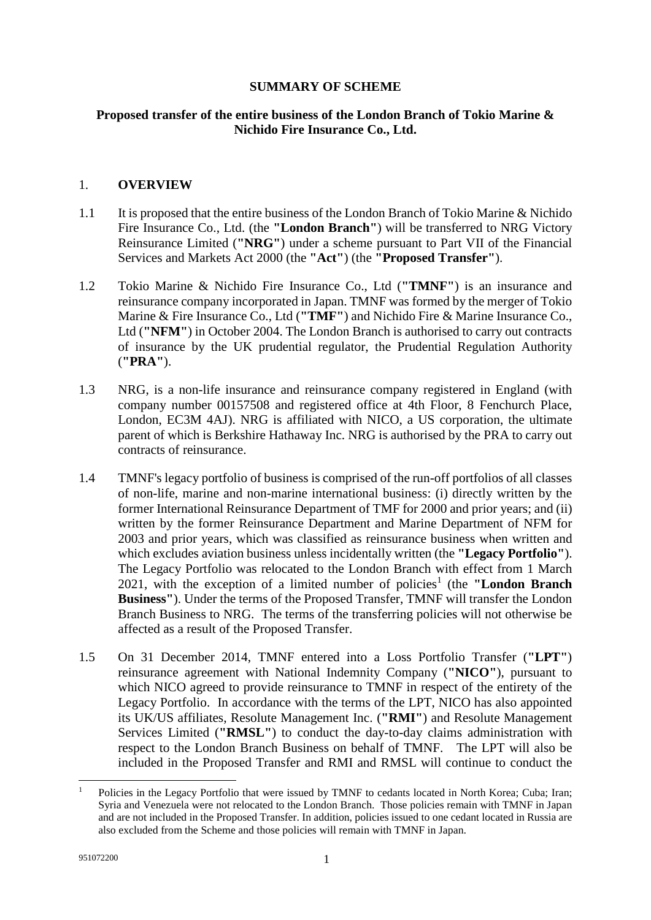**SUMMARY OF SCHEME**

**Proposed transfer of the entire business of the London Branch of Tokio Marine & Nichido Fire Insurance Co., Ltd.**

## 1. OVERVIEW

1.1 It is proposed that the entire business of the London Branch of Tokio Marine & Nichido Fire Insurance Co., Ltd. (the **"London Branch"**) will be transferred to NRG Victory Reinsurance Limited (**"NRG"**) under a scheme pursuant to Part VII of the Financial Services and Markets Act 2000 (the **"Act"**) (the **"Proposed Transfer"**).

1.2 Tokio Marine & Nichido Fire Insurance Co., Ltd (**"TMNF"**) is an insurance and reinsurance company incorporated in Japan. TMNF was formed by the merger of Tokio Marine & Fire Insurance Co., Ltd (**"TMF"**) and Nichido Fire & Marine Insurance Co., Ltd (**"NFM"**) in October 2004. The London Branch is authorised to carry out contracts of insurance by the UK prudential regulator, the Prudential Regulation Authority (**"PRA"**).

1.3 NRG, is a non-life insurance and reinsurance company registered in England (with company number 00157508 and registered office at 4th Floor, 8 Fenchurch Place, London, EC3M 4AJ). NRG is affiliated with NICO, a US corporation, the ultimate parent of which is Berkshire Hathaway Inc. NRG is authorised by the PRA to carry out contracts of reinsurance.

1.4 TMNF's legacy portfolio of business is comprised of the run-off portfolios of all classes of non-life, marine and non-marine international business: (i) directly written by the former International Reinsurance Department of TMF for 2000 and prior years; and (ii) written by the former Reinsurance Department and Marine Department of NFM for 2003 and prior years, which was classified as reinsurance business when written and which excludes aviation business unless incidentally written (the **"Legacy Portfolio"**). The Legacy Portfolio was relocated to the London Branch with effect from 1 March 2021, with the exception of a limited number of policies[1] (the **"London Branch Business"**). Under the terms of the Proposed Transfer, TMNF will transfer the London Branch Business to NRG. The terms of the transferring policies will not otherwise be affected as a result of the Proposed Transfer.

1.5 On 31 December 2014, TMNF entered into a Loss Portfolio Transfer (**"LPT"**) reinsurance agreement with National Indemnity Company (**"NICO"**), pursuant to which NICO agreed to provide reinsurance to TMNF in respect of the entirety of the Legacy Portfolio. In accordance with the terms of the LPT, NICO has also appointed its UK/US affiliates, Resolute Management Inc. (**"RMI"**) and Resolute Management Services Limited (**"RMSL"**) to conduct the day-to-day claims administration with respect to the London Branch Business on behalf of TMNF. The LPT will also be included in the Proposed Transfer and RMI and RMSL will continue to conduct the

[1] Policies in the Legacy Portfolio that were issued by TMNF to cedants located in North Korea; Cuba; Iran; Syria and Venezuela were not relocated to the London Branch. Those policies remain with TMNF in Japan and are not included in the Proposed Transfer. In addition, policies issued to one cedant located in Russia are also excluded from the Scheme and those policies will remain with TMNF in Japan.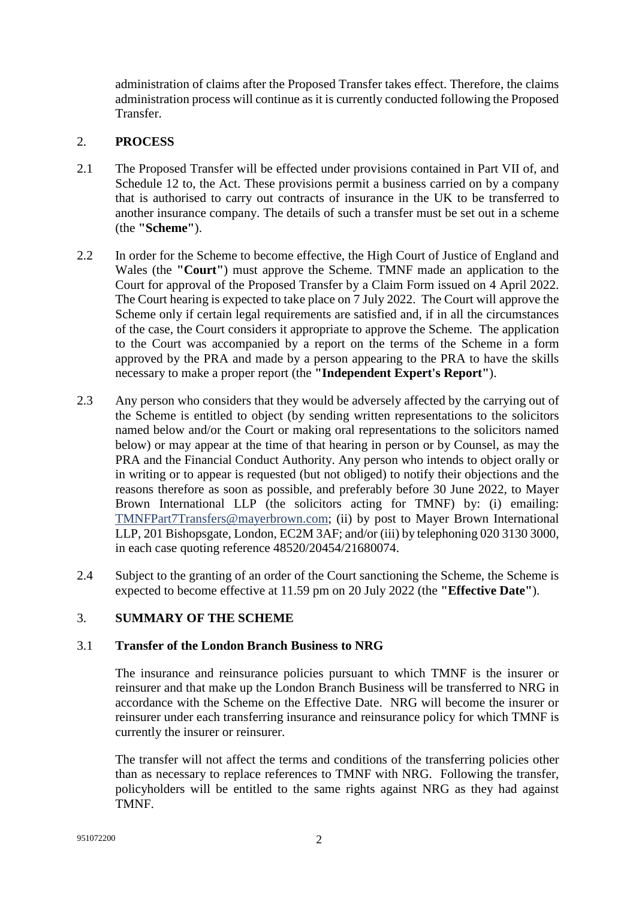administration of claims after the Proposed Transfer takes effect. Therefore, the claims administration process will continue as it is currently conducted following the Proposed Transfer.

## 2. PROCESS

2.1 The Proposed Transfer will be effected under provisions contained in Part VII of, and Schedule 12 to, the Act. These provisions permit a business carried on by a company that is authorised to carry out contracts of insurance in the UK to be transferred to another insurance company. The details of such a transfer must be set out in a scheme (the **"Scheme"**).

2.2 In order for the Scheme to become effective, the High Court of Justice of England and Wales (the **"Court"**) must approve the Scheme. TMNF made an application to the Court for approval of the Proposed Transfer by a Claim Form issued on 4 April 2022. The Court hearing is expected to take place on 7 July 2022. The Court will approve the Scheme only if certain legal requirements are satisfied and, if in all the circumstances of the case, the Court considers it appropriate to approve the Scheme. The application to the Court was accompanied by a report on the terms of the Scheme in a form approved by the PRA and made by a person appearing to the PRA to have the skills necessary to make a proper report (the **"Independent Expert's Report"**).

2.3 Any person who considers that they would be adversely affected by the carrying out of the Scheme is entitled to object (by sending written representations to the solicitors named below and/or the Court or making oral representations to the solicitors named below) or may appear at the time of that hearing in person or by Counsel, as may the PRA and the Financial Conduct Authority. Any person who intends to object orally or in writing or to appear is requested (but not obliged) to notify their objections and the reasons therefore as soon as possible, and preferably before 30 June 2022, to Mayer Brown International LLP (the solicitors acting for TMNF) by: (i) emailing: TMNFPart7Transfers@mayerbrown.com; (ii) by post to Mayer Brown International LLP, 201 Bishopsgate, London, EC2M 3AF; and/or (iii) by telephoning 020 3130 3000, in each case quoting reference 48520/20454/21680074.

2.4 Subject to the granting of an order of the Court sanctioning the Scheme, the Scheme is expected to become effective at 11.59 pm on 20 July 2022 (the **"Effective Date"**).

## 3. SUMMARY OF THE SCHEME

### 3.1 Transfer of the London Branch Business to NRG

The insurance and reinsurance policies pursuant to which TMNF is the insurer or reinsurer and that make up the London Branch Business will be transferred to NRG in accordance with the Scheme on the Effective Date. NRG will become the insurer or reinsurer under each transferring insurance and reinsurance policy for which TMNF is currently the insurer or reinsurer.

The transfer will not affect the terms and conditions of the transferring policies other than as necessary to replace references to TMNF with NRG. Following the transfer, policyholders will be entitled to the same rights against NRG as they had against TMNF.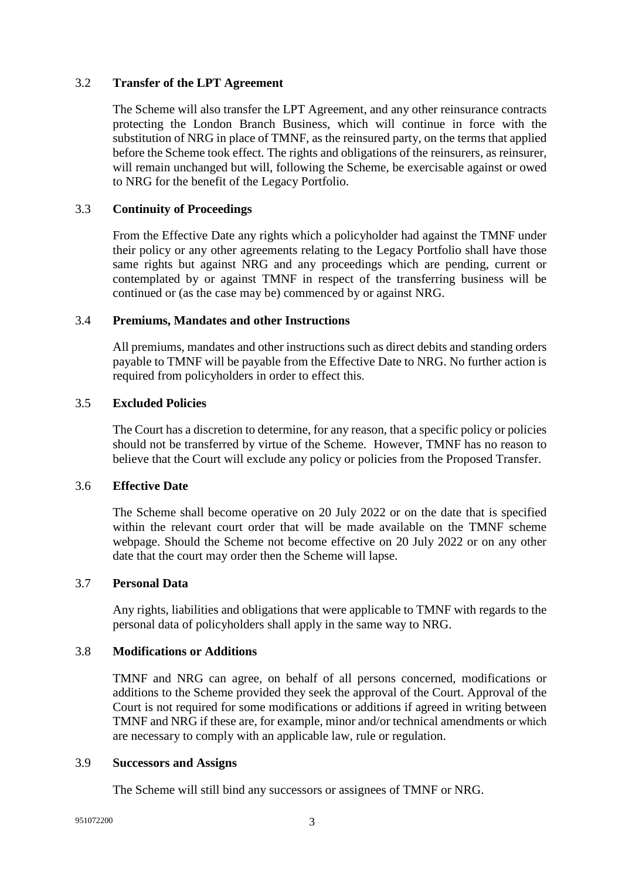### 3.2 **Transfer of the LPT Agreement**

The Scheme will also transfer the LPT Agreement, and any other reinsurance contracts protecting the London Branch Business, which will continue in force with the substitution of NRG in place of TMNF, as the reinsured party, on the terms that applied before the Scheme took effect. The rights and obligations of the reinsurers, as reinsurer, will remain unchanged but will, following the Scheme, be exercisable against or owed to NRG for the benefit of the Legacy Portfolio.

### 3.3 **Continuity of Proceedings**

From the Effective Date any rights which a policyholder had against the TMNF under their policy or any other agreements relating to the Legacy Portfolio shall have those same rights but against NRG and any proceedings which are pending, current or contemplated by or against TMNF in respect of the transferring business will be continued or (as the case may be) commenced by or against NRG.

### 3.4 **Premiums, Mandates and other Instructions**

All premiums, mandates and other instructions such as direct debits and standing orders payable to TMNF will be payable from the Effective Date to NRG. No further action is required from policyholders in order to effect this.

### 3.5 **Excluded Policies**

The Court has a discretion to determine, for any reason, that a specific policy or policies should not be transferred by virtue of the Scheme. However, TMNF has no reason to believe that the Court will exclude any policy or policies from the Proposed Transfer.

### 3.6 **Effective Date**

The Scheme shall become operative on 20 July 2022 or on the date that is specified within the relevant court order that will be made available on the TMNF scheme webpage. Should the Scheme not become effective on 20 July 2022 or on any other date that the court may order then the Scheme will lapse.

### 3.7 **Personal Data**

Any rights, liabilities and obligations that were applicable to TMNF with regards to the personal data of policyholders shall apply in the same way to NRG.

### 3.8 **Modifications or Additions**

TMNF and NRG can agree, on behalf of all persons concerned, modifications or additions to the Scheme provided they seek the approval of the Court. Approval of the Court is not required for some modifications or additions if agreed in writing between TMNF and NRG if these are, for example, minor and/or technical amendments or which are necessary to comply with an applicable law, rule or regulation.

### 3.9 **Successors and Assigns**

The Scheme will still bind any successors or assignees of TMNF or NRG.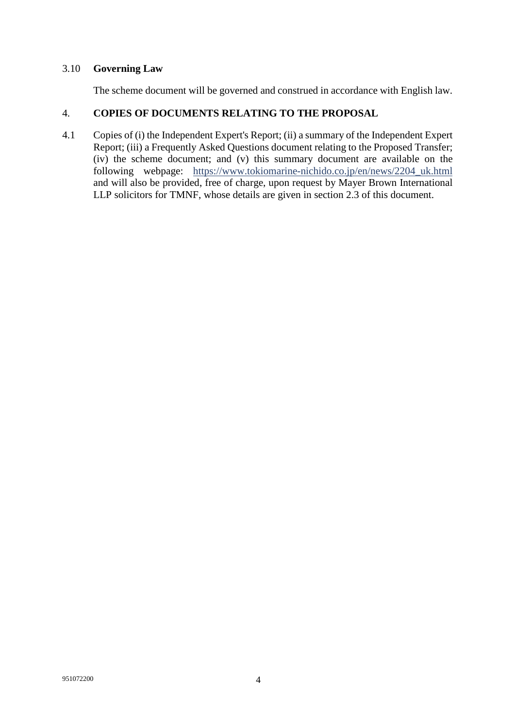### 3.10 Governing Law

The scheme document will be governed and construed in accordance with English law.

## 4. COPIES OF DOCUMENTS RELATING TO THE PROPOSAL

4.1 Copies of (i) the Independent Expert's Report; (ii) a summary of the Independent Expert Report; (iii) a Frequently Asked Questions document relating to the Proposed Transfer; (iv) the scheme document; and (v) this summary document are available on the following webpage: https://www.tokiomarine-nichido.co.jp/en/news/2204_uk.html and will also be provided, free of charge, upon request by Mayer Brown International LLP solicitors for TMNF, whose details are given in section 2.3 of this document.